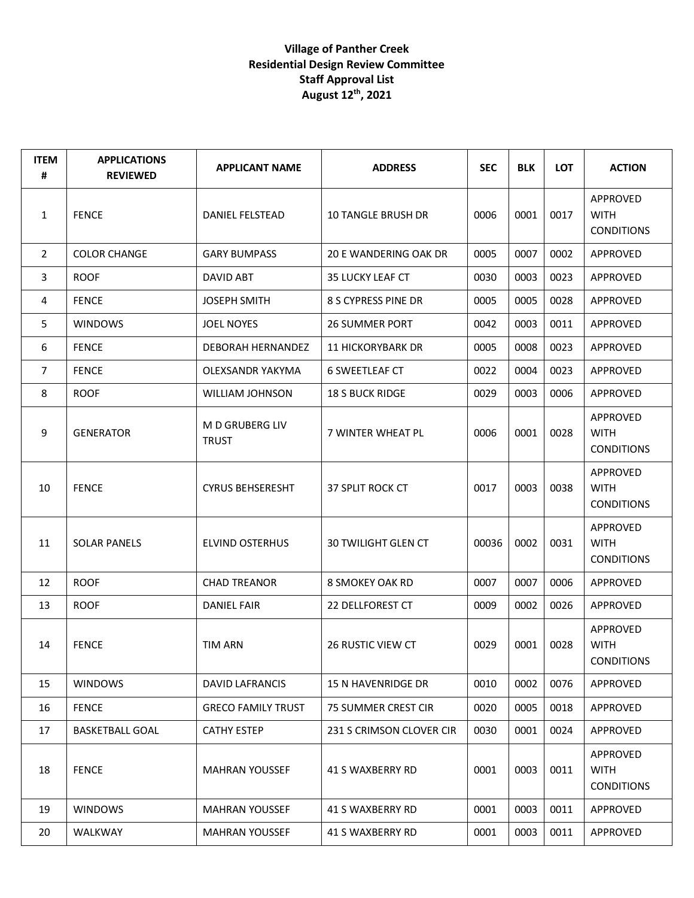**Village of Panther Creek**
**Residential Design Review Committee**
**Staff Approval List**
**August 12th, 2021**

| ITEM # | APPLICATIONS REVIEWED | APPLICANT NAME | ADDRESS | SEC | BLK | LOT | ACTION |
|---|---|---|---|---|---|---|---|
| 1 | FENCE | DANIEL FELSTEAD | 10 TANGLE BRUSH DR | 0006 | 0001 | 0017 | APPROVED WITH CONDITIONS |
| 2 | COLOR CHANGE | GARY BUMPASS | 20 E WANDERING OAK DR | 0005 | 0007 | 0002 | APPROVED |
| 3 | ROOF | DAVID ABT | 35 LUCKY LEAF CT | 0030 | 0003 | 0023 | APPROVED |
| 4 | FENCE | JOSEPH SMITH | 8 S CYPRESS PINE DR | 0005 | 0005 | 0028 | APPROVED |
| 5 | WINDOWS | JOEL NOYES | 26 SUMMER PORT | 0042 | 0003 | 0011 | APPROVED |
| 6 | FENCE | DEBORAH HERNANDEZ | 11 HICKORYBARK DR | 0005 | 0008 | 0023 | APPROVED |
| 7 | FENCE | OLEXSANDR YAKYMA | 6 SWEETLEAF CT | 0022 | 0004 | 0023 | APPROVED |
| 8 | ROOF | WILLIAM JOHNSON | 18 S BUCK RIDGE | 0029 | 0003 | 0006 | APPROVED |
| 9 | GENERATOR | M D GRUBERG LIV TRUST | 7 WINTER WHEAT PL | 0006 | 0001 | 0028 | APPROVED WITH CONDITIONS |
| 10 | FENCE | CYRUS BEHSERESHT | 37 SPLIT ROCK CT | 0017 | 0003 | 0038 | APPROVED WITH CONDITIONS |
| 11 | SOLAR PANELS | ELVIND OSTERHUS | 30 TWILIGHT GLEN CT | 00036 | 0002 | 0031 | APPROVED WITH CONDITIONS |
| 12 | ROOF | CHAD TREANOR | 8 SMOKEY OAK RD | 0007 | 0007 | 0006 | APPROVED |
| 13 | ROOF | DANIEL FAIR | 22 DELLFOREST CT | 0009 | 0002 | 0026 | APPROVED |
| 14 | FENCE | TIM ARN | 26 RUSTIC VIEW CT | 0029 | 0001 | 0028 | APPROVED WITH CONDITIONS |
| 15 | WINDOWS | DAVID LAFRANCIS | 15 N HAVENRIDGE DR | 0010 | 0002 | 0076 | APPROVED |
| 16 | FENCE | GRECO FAMILY TRUST | 75 SUMMER CREST CIR | 0020 | 0005 | 0018 | APPROVED |
| 17 | BASKETBALL GOAL | CATHY ESTEP | 231 S CRIMSON CLOVER CIR | 0030 | 0001 | 0024 | APPROVED |
| 18 | FENCE | MAHRAN YOUSSEF | 41 S WAXBERRY RD | 0001 | 0003 | 0011 | APPROVED WITH CONDITIONS |
| 19 | WINDOWS | MAHRAN YOUSSEF | 41 S WAXBERRY RD | 0001 | 0003 | 0011 | APPROVED |
| 20 | WALKWAY | MAHRAN YOUSSEF | 41 S WAXBERRY RD | 0001 | 0003 | 0011 | APPROVED |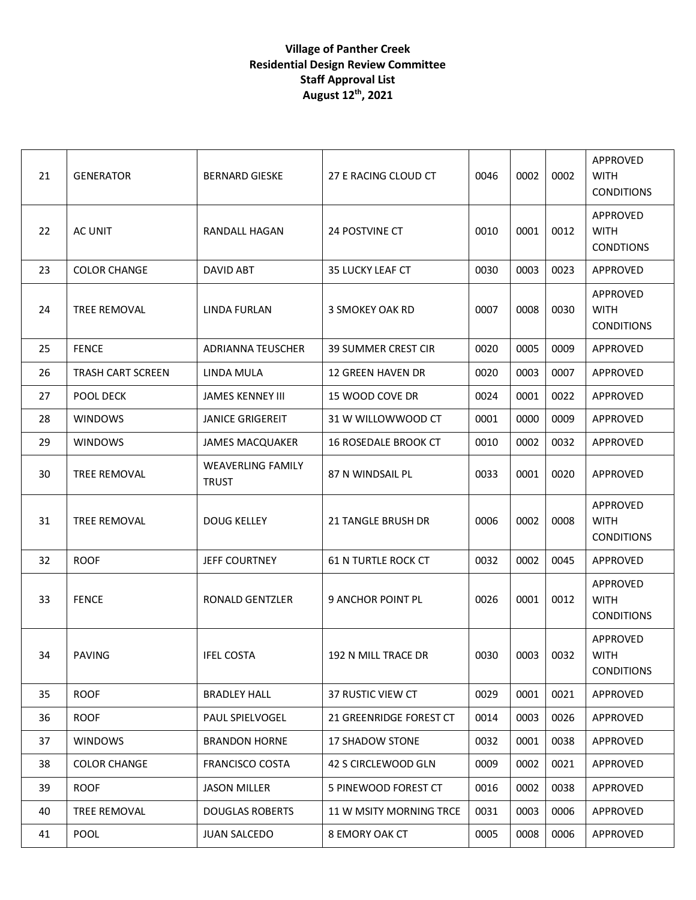**Village of Panther Creek**
**Residential Design Review Committee**
**Staff Approval List**
**August 12th, 2021**

| | | | | | | | |
|---|---|---|---|---|---|---|---|
| 21 | GENERATOR | BERNARD GIESKE | 27 E RACING CLOUD CT | 0046 | 0002 | 0002 | APPROVED WITH CONDITIONS |
| 22 | AC UNIT | RANDALL HAGAN | 24 POSTVINE CT | 0010 | 0001 | 0012 | APPROVED WITH CONDTIONS |
| 23 | COLOR CHANGE | DAVID ABT | 35 LUCKY LEAF CT | 0030 | 0003 | 0023 | APPROVED |
| 24 | TREE REMOVAL | LINDA FURLAN | 3 SMOKEY OAK RD | 0007 | 0008 | 0030 | APPROVED WITH CONDITIONS |
| 25 | FENCE | ADRIANNA TEUSCHER | 39 SUMMER CREST CIR | 0020 | 0005 | 0009 | APPROVED |
| 26 | TRASH CART SCREEN | LINDA MULA | 12 GREEN HAVEN DR | 0020 | 0003 | 0007 | APPROVED |
| 27 | POOL DECK | JAMES KENNEY III | 15 WOOD COVE DR | 0024 | 0001 | 0022 | APPROVED |
| 28 | WINDOWS | JANICE GRIGEREIT | 31 W WILLOWWOOD CT | 0001 | 0000 | 0009 | APPROVED |
| 29 | WINDOWS | JAMES MACQUAKER | 16 ROSEDALE BROOK CT | 0010 | 0002 | 0032 | APPROVED |
| 30 | TREE REMOVAL | WEAVERLING FAMILY TRUST | 87 N WINDSAIL PL | 0033 | 0001 | 0020 | APPROVED |
| 31 | TREE REMOVAL | DOUG KELLEY | 21 TANGLE BRUSH DR | 0006 | 0002 | 0008 | APPROVED WITH CONDITIONS |
| 32 | ROOF | JEFF COURTNEY | 61 N TURTLE ROCK CT | 0032 | 0002 | 0045 | APPROVED |
| 33 | FENCE | RONALD GENTZLER | 9 ANCHOR POINT PL | 0026 | 0001 | 0012 | APPROVED WITH CONDITIONS |
| 34 | PAVING | IFEL COSTA | 192 N MILL TRACE DR | 0030 | 0003 | 0032 | APPROVED WITH CONDITIONS |
| 35 | ROOF | BRADLEY HALL | 37 RUSTIC VIEW CT | 0029 | 0001 | 0021 | APPROVED |
| 36 | ROOF | PAUL SPIELVOGEL | 21 GREENRIDGE FOREST CT | 0014 | 0003 | 0026 | APPROVED |
| 37 | WINDOWS | BRANDON HORNE | 17 SHADOW STONE | 0032 | 0001 | 0038 | APPROVED |
| 38 | COLOR CHANGE | FRANCISCO COSTA | 42 S CIRCLEWOOD GLN | 0009 | 0002 | 0021 | APPROVED |
| 39 | ROOF | JASON MILLER | 5 PINEWOOD FOREST CT | 0016 | 0002 | 0038 | APPROVED |
| 40 | TREE REMOVAL | DOUGLAS ROBERTS | 11 W MSITY MORNING TRCE | 0031 | 0003 | 0006 | APPROVED |
| 41 | POOL | JUAN SALCEDO | 8 EMORY OAK CT | 0005 | 0008 | 0006 | APPROVED |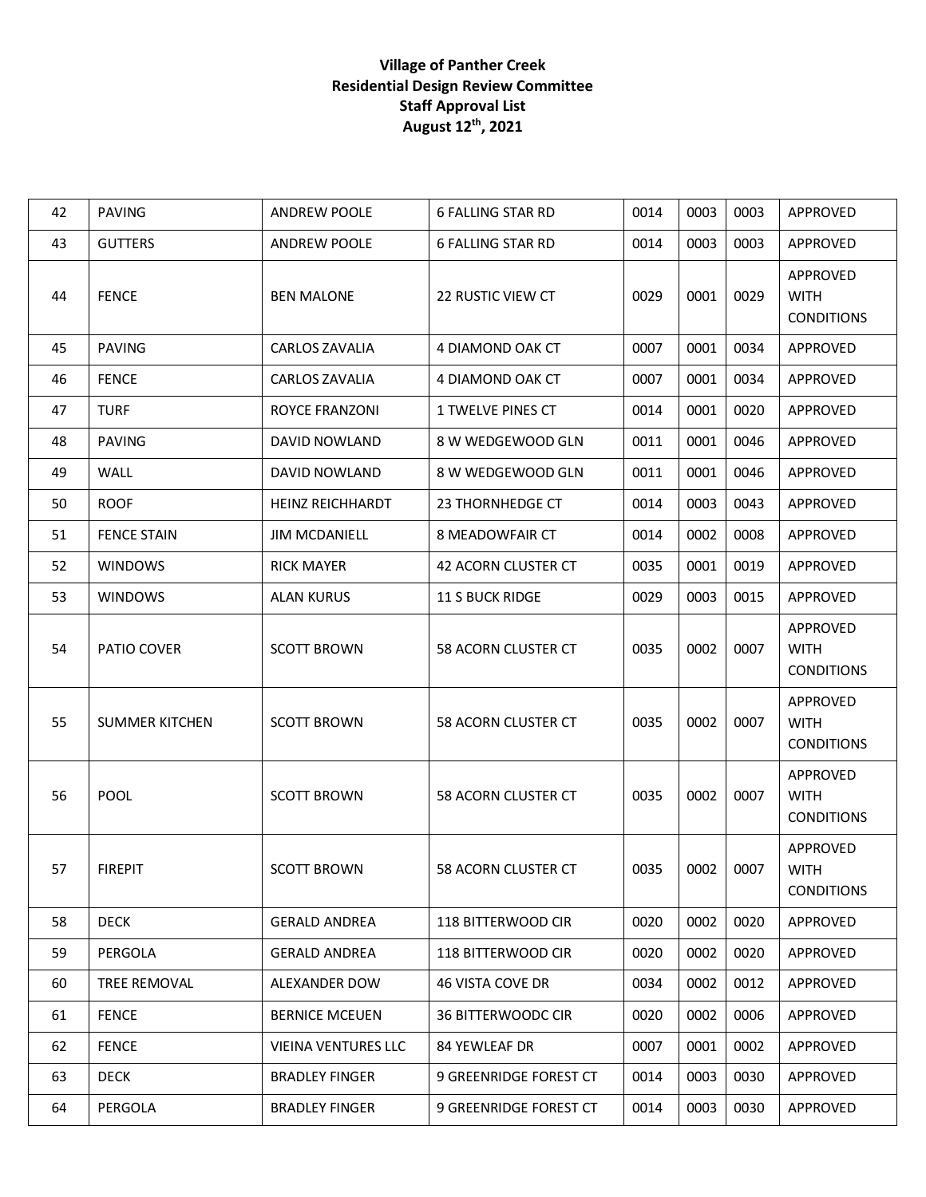**Village of Panther Creek**
**Residential Design Review Committee**
**Staff Approval List**
**August 12th, 2021**

| | | | | | | | |
|---|---|---|---|---|---|---|---|
| 42 | PAVING | ANDREW POOLE | 6 FALLING STAR RD | 0014 | 0003 | 0003 | APPROVED |
| 43 | GUTTERS | ANDREW POOLE | 6 FALLING STAR RD | 0014 | 0003 | 0003 | APPROVED |
| 44 | FENCE | BEN MALONE | 22 RUSTIC VIEW CT | 0029 | 0001 | 0029 | APPROVED WITH CONDITIONS |
| 45 | PAVING | CARLOS ZAVALIA | 4 DIAMOND OAK CT | 0007 | 0001 | 0034 | APPROVED |
| 46 | FENCE | CARLOS ZAVALIA | 4 DIAMOND OAK CT | 0007 | 0001 | 0034 | APPROVED |
| 47 | TURF | ROYCE FRANZONI | 1 TWELVE PINES CT | 0014 | 0001 | 0020 | APPROVED |
| 48 | PAVING | DAVID NOWLAND | 8 W WEDGEWOOD GLN | 0011 | 0001 | 0046 | APPROVED |
| 49 | WALL | DAVID NOWLAND | 8 W WEDGEWOOD GLN | 0011 | 0001 | 0046 | APPROVED |
| 50 | ROOF | HEINZ REICHHARDT | 23 THORNHEDGE CT | 0014 | 0003 | 0043 | APPROVED |
| 51 | FENCE STAIN | JIM MCDANIELL | 8 MEADOWFAIR CT | 0014 | 0002 | 0008 | APPROVED |
| 52 | WINDOWS | RICK MAYER | 42 ACORN CLUSTER CT | 0035 | 0001 | 0019 | APPROVED |
| 53 | WINDOWS | ALAN KURUS | 11 S BUCK RIDGE | 0029 | 0003 | 0015 | APPROVED |
| 54 | PATIO COVER | SCOTT BROWN | 58 ACORN CLUSTER CT | 0035 | 0002 | 0007 | APPROVED WITH CONDITIONS |
| 55 | SUMMER KITCHEN | SCOTT BROWN | 58 ACORN CLUSTER CT | 0035 | 0002 | 0007 | APPROVED WITH CONDITIONS |
| 56 | POOL | SCOTT BROWN | 58 ACORN CLUSTER CT | 0035 | 0002 | 0007 | APPROVED WITH CONDITIONS |
| 57 | FIREPIT | SCOTT BROWN | 58 ACORN CLUSTER CT | 0035 | 0002 | 0007 | APPROVED WITH CONDITIONS |
| 58 | DECK | GERALD ANDREA | 118 BITTERWOOD CIR | 0020 | 0002 | 0020 | APPROVED |
| 59 | PERGOLA | GERALD ANDREA | 118 BITTERWOOD CIR | 0020 | 0002 | 0020 | APPROVED |
| 60 | TREE REMOVAL | ALEXANDER DOW | 46 VISTA COVE DR | 0034 | 0002 | 0012 | APPROVED |
| 61 | FENCE | BERNICE MCEUEN | 36 BITTERWOODC CIR | 0020 | 0002 | 0006 | APPROVED |
| 62 | FENCE | VIEINA VENTURES LLC | 84 YEWLEAF DR | 0007 | 0001 | 0002 | APPROVED |
| 63 | DECK | BRADLEY FINGER | 9 GREENRIDGE FOREST CT | 0014 | 0003 | 0030 | APPROVED |
| 64 | PERGOLA | BRADLEY FINGER | 9 GREENRIDGE FOREST CT | 0014 | 0003 | 0030 | APPROVED |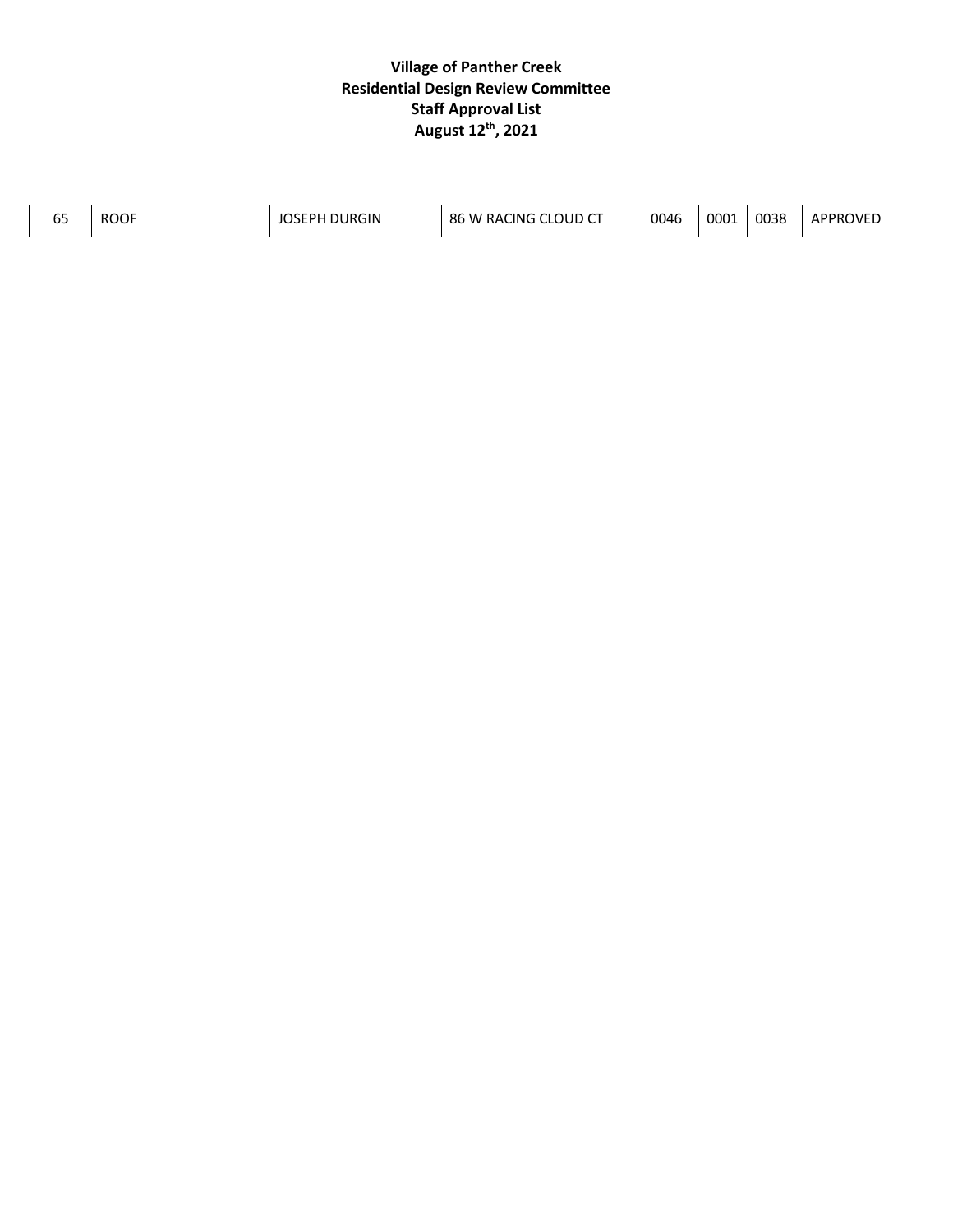**Village of Panther Creek**
**Residential Design Review Committee**
**Staff Approval List**
**August 12th, 2021**

| | | | | | | | |
|---|---|---|---|---|---|---|---|
| 65 | ROOF | JOSEPH DURGIN | 86 W RACING CLOUD CT | 0046 | 0001 | 0038 | APPROVED |